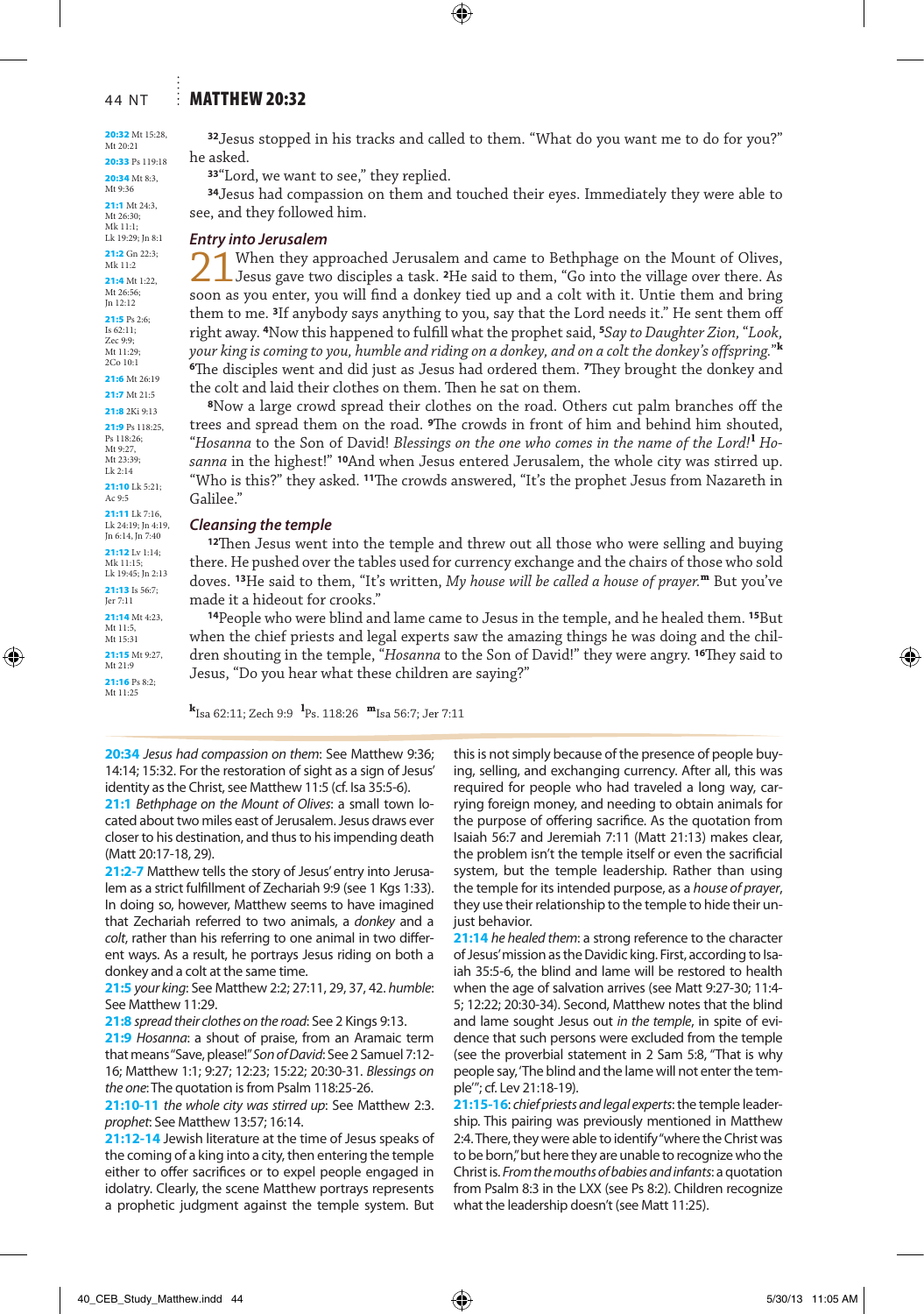# MATTHEW 20:32

[32]Jesus stopped in his tracks and called to them. "What do you want me to do for you?" he asked.

[33]"Lord, we want to see," they replied.

[34]Jesus had compassion on them and touched their eyes. Immediately they were able to see, and they followed him.

## *Entry into Jerusalem*

**21** When they approached Jerusalem and came to Bethphage on the Mount of Olives, Jesus gave two disciples a task. [2]He said to them, "Go into the village over there. As soon as you enter, you will find a donkey tied up and a colt with it. Untie them and bring them to me. [3]If anybody says anything to you, say that the Lord needs it." He sent them off right away. [4]Now this happened to fulfill what the prophet said, [5]*Say to Daughter Zion, "Look, your king is coming to you, humble and riding on a donkey, and on a colt the donkey's offspring."*[k] [6]The disciples went and did just as Jesus had ordered them. [7]They brought the donkey and the colt and laid their clothes on them. Then he sat on them.

[8]Now a large crowd spread their clothes on the road. Others cut palm branches off the trees and spread them on the road. [9]The crowds in front of him and behind him shouted, "*Hosanna* to the Son of David! *Blessings on the one who comes in the name of the Lord!*[l] *Hosanna* in the highest!" [10]And when Jesus entered Jerusalem, the whole city was stirred up. "Who is this?" they asked. [11]The crowds answered, "It's the prophet Jesus from Nazareth in Galilee."

## *Cleansing the temple*

[12]Then Jesus went into the temple and threw out all those who were selling and buying there. He pushed over the tables used for currency exchange and the chairs of those who sold doves. [13]He said to them, "It's written, *My house will be called a house of prayer.*[m] But you've made it a hideout for crooks."

[14]People who were blind and lame came to Jesus in the temple, and he healed them. [15]But when the chief priests and legal experts saw the amazing things he was doing and the children shouting in the temple, "*Hosanna* to the Son of David!" they were angry. [16]They said to Jesus, "Do you hear what these children are saying?"

**20:32** Mt 15:28, Mt 20:21
**20:33** Ps 119:18
**20:34** Mt 8:3, Mt 9:36
**21:1** Mt 24:3, Mt 26:30; Mk 11:1; Lk 19:29; Jn 8:1
**21:2** Gn 22:3; Mk 11:2
**21:4** Mt 1:22, Mt 26:56; Jn 12:12
**21:5** Ps 2:6; Is 62:11; Zec 9:9; Mt 11:29; 2Co 10:1
**21:6** Mt 26:19
**21:7** Mt 21:5
**21:8** 2Ki 9:13
**21:9** Ps 118:25, Ps 118:26; Mt 9:27, Mt 23:39; Lk 2:14
**21:10** Lk 5:21; Ac 9:5
**21:11** Lk 7:16, Lk 24:19; Jn 4:19, Jn 6:14, Jn 7:40
**21:12** Lv 1:14; Mk 11:15; Lk 19:45; Jn 2:13
**21:13** Is 56:7; Jer 7:11
**21:14** Mt 4:23, Mt 11:5, Mt 15:31
**21:15** Mt 9:27, Mt 21:9
**21:16** Ps 8:2; Mt 11:25

[k] Isa 62:11; Zech 9:9 [l] Ps. 118:26 [m] Isa 56:7; Jer 7:11

---

**20:34** *Jesus had compassion on them*: See Matthew 9:36; 14:14; 15:32. For the restoration of sight as a sign of Jesus' identity as the Christ, see Matthew 11:5 (cf. Isa 35:5-6).

**21:1** *Bethphage on the Mount of Olives*: a small town located about two miles east of Jerusalem. Jesus draws ever closer to his destination, and thus to his impending death (Matt 20:17-18, 29).

**21:2-7** Matthew tells the story of Jesus' entry into Jerusalem as a strict fulfillment of Zechariah 9:9 (see 1 Kgs 1:33). In doing so, however, Matthew seems to have imagined that Zechariah referred to two animals, a *donkey* and a *colt*, rather than his referring to one animal in two different ways. As a result, he portrays Jesus riding on both a donkey and a colt at the same time.

**21:5** *your king*: See Matthew 2:2; 27:11, 29, 37, 42. *humble*: See Matthew 11:29.

**21:8** *spread their clothes on the road*: See 2 Kings 9:13.

**21:9** *Hosanna*: a shout of praise, from an Aramaic term that means "Save, please!" *Son of David*: See 2 Samuel 7:12-16; Matthew 1:1; 9:27; 12:23; 15:22; 20:30-31. *Blessings on the one*: The quotation is from Psalm 118:25-26.

**21:10-11** *the whole city was stirred up*: See Matthew 2:3. *prophet*: See Matthew 13:57; 16:14.

**21:12-14** Jewish literature at the time of Jesus speaks of the coming of a king into a city, then entering the temple either to offer sacrifices or to expel people engaged in idolatry. Clearly, the scene Matthew portrays represents a prophetic judgment against the temple system. But this is not simply because of the presence of people buying, selling, and exchanging currency. After all, this was required for people who had traveled a long way, carrying foreign money, and needing to obtain animals for the purpose of offering sacrifice. As the quotation from Isaiah 56:7 and Jeremiah 7:11 (Matt 21:13) makes clear, the problem isn't the temple itself or even the sacrificial system, but the temple leadership. Rather than using the temple for its intended purpose, as a *house of prayer*, they use their relationship to the temple to hide their unjust behavior.

**21:14** *he healed them*: a strong reference to the character of Jesus' mission as the Davidic king. First, according to Isaiah 35:5-6, the blind and lame will be restored to health when the age of salvation arrives (see Matt 9:27-30; 11:4-5; 12:22; 20:30-34). Second, Matthew notes that the blind and lame sought Jesus out *in the temple*, in spite of evidence that such persons were excluded from the temple (see the proverbial statement in 2 Sam 5:8, "That is why people say, 'The blind and the lame will not enter the temple'"; cf. Lev 21:18-19).

**21:15-16**: *chief priests and legal experts*: the temple leadership. This pairing was previously mentioned in Matthew 2:4. There, they were able to identify "where the Christ was to be born," but here they are unable to recognize who the Christ is. *From the mouths of babies and infants*: a quotation from Psalm 8:3 in the LXX (see Ps 8:2). Children recognize what the leadership doesn't (see Matt 11:25).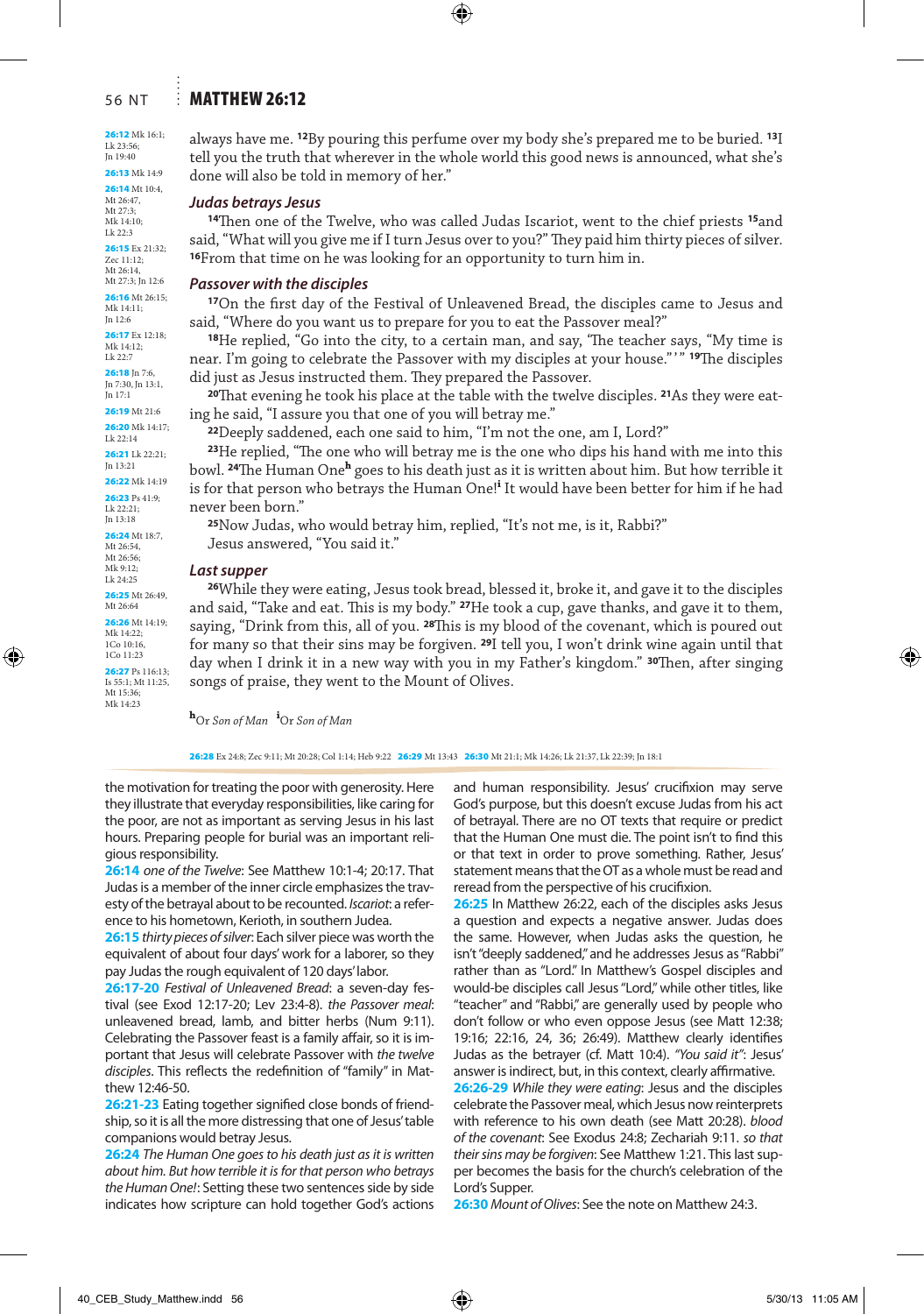26:12 Mk 16:1; Lk 23:56; Jn 19:40
26:13 Mk 14:9
26:14 Mt 10:4, Mt 26:47, Mt 27:3; Mk 14:10; Lk 22:3
26:15 Ex 21:32; Zec 11:12; Mt 26:14, Mt 27:3; Jn 12:6
26:16 Mt 26:15; Mk 14:11; Jn 12:6
26:17 Ex 12:18; Mk 14:12; Lk 22:7
26:18 Jn 7:6, Jn 7:30, Jn 13:1, Jn 17:1
26:19 Mt 21:6
26:20 Mk 14:17; Lk 22:14
26:21 Lk 22:21; Jn 13:21
26:22 Mk 14:19
26:23 Ps 41:9; Lk 22:21; Jn 13:18
26:24 Mt 18:7, Mt 26:54, Mt 26:56; Mk 9:12; Lk 24:25
26:25 Mt 26:49, Mt 26:64
26:26 Mt 14:19; Mk 14:22; 1Co 10:16, 1Co 11:23
26:27 Ps 116:13; Is 55:1; Mt 11:25, Mt 15:36; Mk 14:23

always have me. [12]By pouring this perfume over my body she's prepared me to be buried. [13]I tell you the truth that wherever in the whole world this good news is announced, what she's done will also be told in memory of her."

### *Judas betrays Jesus*

[14]Then one of the Twelve, who was called Judas Iscariot, went to the chief priests [15]and said, "What will you give me if I turn Jesus over to you?" They paid him thirty pieces of silver. [16]From that time on he was looking for an opportunity to turn him in.

### *Passover with the disciples*

[17]On the first day of the Festival of Unleavened Bread, the disciples came to Jesus and said, "Where do you want us to prepare for you to eat the Passover meal?"

[18]He replied, "Go into the city, to a certain man, and say, 'The teacher says, "My time is near. I'm going to celebrate the Passover with my disciples at your house."' " [19]The disciples did just as Jesus instructed them. They prepared the Passover.

[20]That evening he took his place at the table with the twelve disciples. [21]As they were eating he said, "I assure you that one of you will betray me."

[22]Deeply saddened, each one said to him, "I'm not the one, am I, Lord?"

[23]He replied, "The one who will betray me is the one who dips his hand with me into this bowl. [24]The Human One[h] goes to his death just as it is written about him. But how terrible it is for that person who betrays the Human One![i] It would have been better for him if he had never been born."

[25]Now Judas, who would betray him, replied, "It's not me, is it, Rabbi?"

Jesus answered, "You said it."

### *Last supper*

[26]While they were eating, Jesus took bread, blessed it, broke it, and gave it to the disciples and said, "Take and eat. This is my body." [27]He took a cup, gave thanks, and gave it to them, saying, "Drink from this, all of you. [28]This is my blood of the covenant, which is poured out for many so that their sins may be forgiven. [29]I tell you, I won't drink wine again until that day when I drink it in a new way with you in my Father's kingdom." [30]Then, after singing songs of praise, they went to the Mount of Olives.

[h]Or *Son of Man* [i]Or *Son of Man*

26:28 Ex 24:8; Zec 9:11; Mt 20:28; Col 1:14; Heb 9:22 26:29 Mt 13:43 26:30 Mt 21:1; Mk 14:26; Lk 21:37, Lk 22:39; Jn 18:1

---

the motivation for treating the poor with generosity. Here they illustrate that everyday responsibilities, like caring for the poor, are not as important as serving Jesus in his last hours. Preparing people for burial was an important religious responsibility.

**26:14** *one of the Twelve*: See Matthew 10:1-4; 20:17. That Judas is a member of the inner circle emphasizes the travesty of the betrayal about to be recounted. *Iscariot*: a reference to his hometown, Kerioth, in southern Judea.

**26:15** *thirty pieces of silver*: Each silver piece was worth the equivalent of about four days' work for a laborer, so they pay Judas the rough equivalent of 120 days' labor.

**26:17-20** *Festival of Unleavened Bread*: a seven-day festival (see Exod 12:17-20; Lev 23:4-8). *the Passover meal*: unleavened bread, lamb, and bitter herbs (Num 9:11). Celebrating the Passover feast is a family affair, so it is important that Jesus will celebrate Passover with *the twelve disciples*. This reflects the redefinition of "family" in Matthew 12:46-50.

**26:21-23** Eating together signified close bonds of friendship, so it is all the more distressing that one of Jesus' table companions would betray Jesus.

**26:24** *The Human One goes to his death just as it is written about him. But how terrible it is for that person who betrays the Human One!*: Setting these two sentences side by side indicates how scripture can hold together God's actions and human responsibility. Jesus' crucifixion may serve God's purpose, but this doesn't excuse Judas from his act of betrayal. There are no OT texts that require or predict that the Human One must die. The point isn't to find this or that text in order to prove something. Rather, Jesus' statement means that the OT as a whole must be read and reread from the perspective of his crucifixion.

**26:25** In Matthew 26:22, each of the disciples asks Jesus a question and expects a negative answer. Judas does the same. However, when Judas asks the question, he isn't "deeply saddened," and he addresses Jesus as "Rabbi" rather than as "Lord." In Matthew's Gospel disciples and would-be disciples call Jesus "Lord," while other titles, like "teacher" and "Rabbi," are generally used by people who don't follow or who even oppose Jesus (see Matt 12:38; 19:16; 22:16, 24, 36; 26:49). Matthew clearly identifies Judas as the betrayer (cf. Matt 10:4). *"You said it"*: Jesus' answer is indirect, but, in this context, clearly affirmative.

**26:26-29** *While they were eating*: Jesus and the disciples celebrate the Passover meal, which Jesus now reinterprets with reference to his own death (see Matt 20:28). *blood of the covenant*: See Exodus 24:8; Zechariah 9:11. *so that their sins may be forgiven*: See Matthew 1:21. This last supper becomes the basis for the church's celebration of the Lord's Supper.

**26:30** *Mount of Olives*: See the note on Matthew 24:3.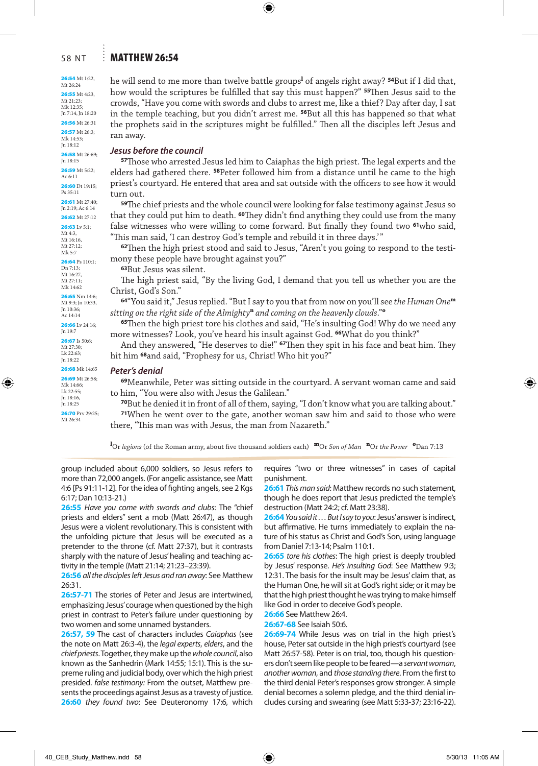**26:54** Mt 1:22, Mt 26:24
**26:55** Mt 4:23, Mt 21:23; Mk 12:35; Jn 7:14, Jn 18:20
**26:56** Mt 26:31
**26:57** Mt 26:3; Mk 14:53; Jn 18:12
**26:58** Mt 26:69; Jn 18:15
**26:59** Mt 5:22; Ac 6:11
**26:60** Dt 19:15; Ps 35:11
**26:61** Mt 27:40; Jn 2:19; Ac 6:14
**26:62** Mt 27:12
**26:63** Lv 5:1; Mt 4:3, Mt 16:16, Mt 27:12; Mk 5:7
**26:64** Ps 110:1; Dn 7:13; Mt 16:27, Mt 27:11; Mk 14:62
**26:65** Nm 14:6; Mt 9:3; Jn 10:33, Jn 10:36; Ac 14:14
**26:66** Lv 24:16; Jn 19:7
**26:67** Is 50:6; Mt 27:30; Lk 22:63; Jn 18:22
**26:68** Mk 14:65
**26:69** Mt 26:58; Mk 14:66; Lk 22:55; Jn 18:16, Jn 18:25
**26:70** Prv 29:25; Mt 26:34

he will send to me more than twelve battle groups[l] of angels right away? **54**But if I did that, how would the scriptures be fulfilled that say this must happen?" **55**Then Jesus said to the crowds, "Have you come with swords and clubs to arrest me, like a thief? Day after day, I sat in the temple teaching, but you didn't arrest me. **56**But all this has happened so that what the prophets said in the scriptures might be fulfilled." Then all the disciples left Jesus and ran away.

### *Jesus before the council*

**57**Those who arrested Jesus led him to Caiaphas the high priest. The legal experts and the elders had gathered there. **58**Peter followed him from a distance until he came to the high priest's courtyard. He entered that area and sat outside with the officers to see how it would turn out.

**59**The chief priests and the whole council were looking for false testimony against Jesus so that they could put him to death. **60**They didn't find anything they could use from the many false witnesses who were willing to come forward. But finally they found two **61**who said, "This man said, 'I can destroy God's temple and rebuild it in three days.'"

**62**Then the high priest stood and said to Jesus, "Aren't you going to respond to the testimony these people have brought against you?"

**63**But Jesus was silent.

The high priest said, "By the living God, I demand that you tell us whether you are the Christ, God's Son."

**64**"You said it," Jesus replied. "But I say to you that from now on you'll see *the Human One*[m] *sitting on the right side of the Almighty*[n] *and coming on the heavenly clouds*."[o]

**65**Then the high priest tore his clothes and said, "He's insulting God! Why do we need any more witnesses? Look, you've heard his insult against God. **66**What do you think?"

And they answered, "He deserves to die!" **67**Then they spit in his face and beat him. They hit him **68**and said, "Prophesy for us, Christ! Who hit you?"

### *Peter's denial*

**69**Meanwhile, Peter was sitting outside in the courtyard. A servant woman came and said to him, "You were also with Jesus the Galilean."

**70**But he denied it in front of all of them, saying, "I don't know what you are talking about."

**71**When he went over to the gate, another woman saw him and said to those who were there, "This man was with Jesus, the man from Nazareth."

[l]Or *legions* (of the Roman army, about five thousand soldiers each) [m]Or *Son of Man* [n]Or *the Power* [o]Dan 7:13

group included about 6,000 soldiers, so Jesus refers to more than 72,000 angels. (For angelic assistance, see Matt 4:6 [Ps 91:11-12]. For the idea of fighting angels, see 2 Kgs 6:17; Dan 10:13-21.)

**26:55** *Have you come with swords and clubs*: The "chief priests and elders" sent a mob (Matt 26:47), as though Jesus were a violent revolutionary. This is consistent with the unfolding picture that Jesus will be executed as a pretender to the throne (cf. Matt 27:37), but it contrasts sharply with the nature of Jesus' healing and teaching activity in the temple (Matt 21:14; 21:23–23:39).

**26:56** *all the disciples left Jesus and ran away*: See Matthew 26:31.

**26:57-71** The stories of Peter and Jesus are intertwined, emphasizing Jesus' courage when questioned by the high priest in contrast to Peter's failure under questioning by two women and some unnamed bystanders.

**26:57, 59** The cast of characters includes *Caiaphas* (see the note on Matt 26:3-4), the *legal experts*, *elders*, and the *chief priests*. Together, they make up the *whole council*, also known as the Sanhedrin (Mark 14:55; 15:1). This is the supreme ruling and judicial body, over which the high priest presided. *false testimony:* From the outset, Matthew presents the proceedings against Jesus as a travesty of justice.

**26:60** *they found two*: See Deuteronomy 17:6, which requires "two or three witnesses" in cases of capital punishment.

**26:61** *This man said*: Matthew records no such statement, though he does report that Jesus predicted the temple's destruction (Matt 24:2; cf. Matt 23:38).

**26:64** *You said it . . . But I say to you*: Jesus' answer is indirect, but affirmative. He turns immediately to explain the nature of his status as Christ and God's Son, using language from Daniel 7:13-14; Psalm 110:1.

**26:65** *tore his clothes*: The high priest is deeply troubled by Jesus' response. *He's insulting God*: See Matthew 9:3; 12:31. The basis for the insult may be Jesus' claim that, as the Human One, he will sit at God's right side; or it may be that the high priest thought he was trying to make himself like God in order to deceive God's people.

**26:66** See Matthew 26:4.

**26:67-68** See Isaiah 50:6.

**26:69-74** While Jesus was on trial in the high priest's house, Peter sat outside in the high priest's courtyard (see Matt 26:57-58). Peter is on trial, too, though his questioners don't seem like people to be feared—a *servant woman*, *another woman*, and *those standing there*. From the first to the third denial Peter's responses grow stronger. A simple denial becomes a solemn pledge, and the third denial includes cursing and swearing (see Matt 5:33-37; 23:16-22).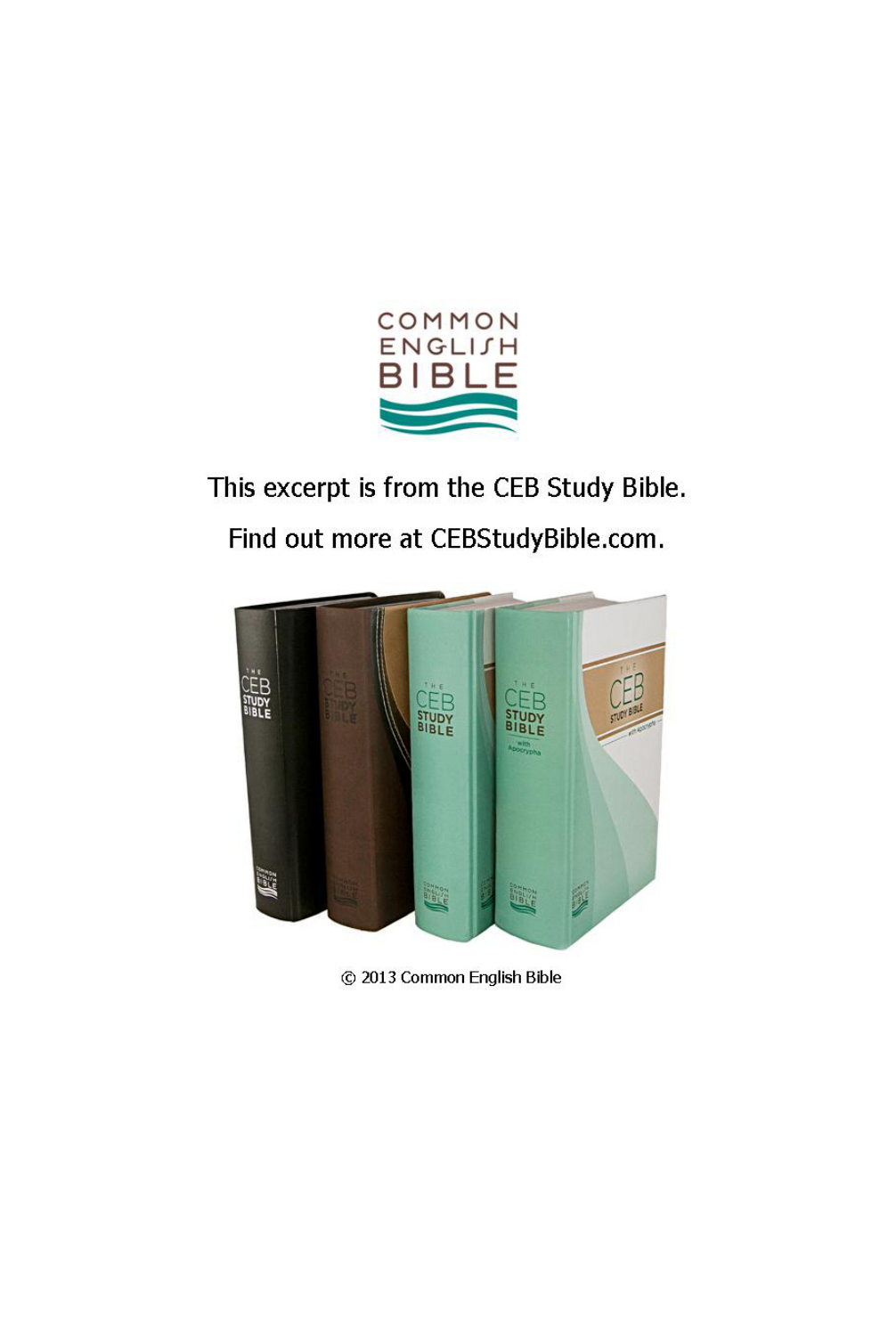COMMON ENGLISH BIBLE

This excerpt is from the CEB Study Bible.

Find out more at CEBStudyBible.com.

© 2013 Common English Bible